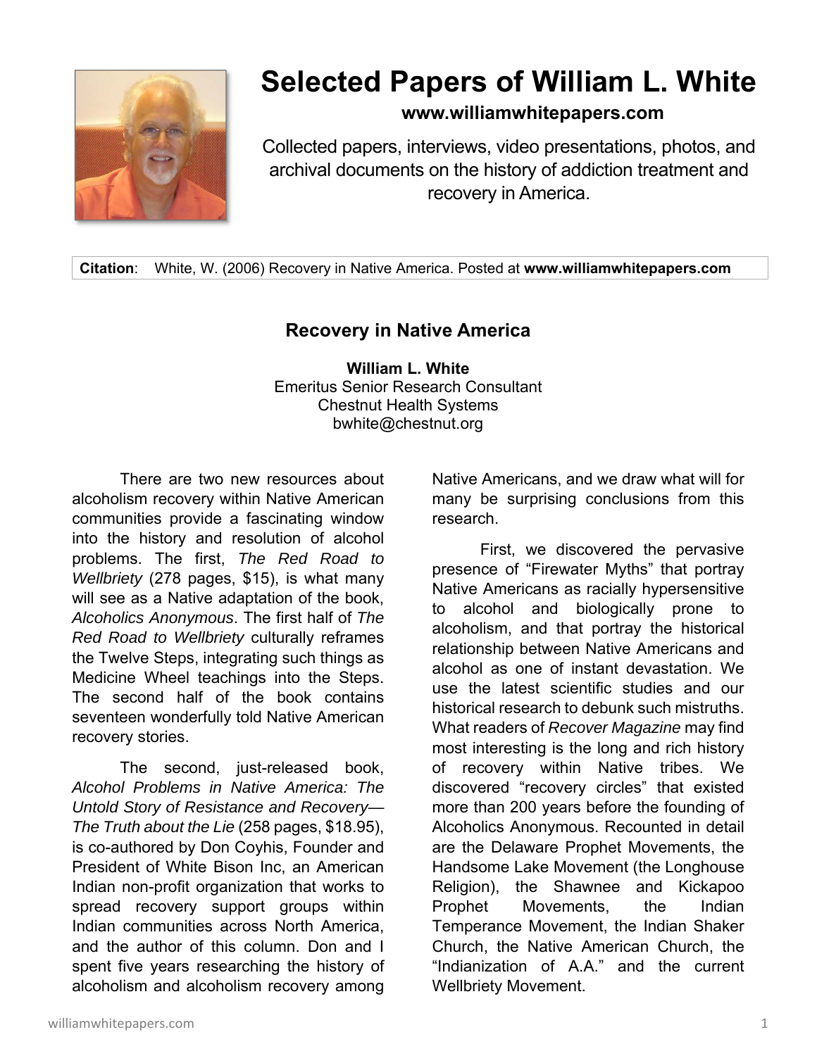# Selected Papers of William L. White

**www.williamwhitepapers.com**

Collected papers, interviews, video presentations, photos, and archival documents on the history of addiction treatment and recovery in America.

**Citation**: White, W. (2006) Recovery in Native America. Posted at **www.williamwhitepapers.com**

## Recovery in Native America

**William L. White**
Emeritus Senior Research Consultant
Chestnut Health Systems
bwhite@chestnut.org

There are two new resources about alcoholism recovery within Native American communities provide a fascinating window into the history and resolution of alcohol problems. The first, *The Red Road to Wellbriety* (278 pages, $15), is what many will see as a Native adaptation of the book, *Alcoholics Anonymous*. The first half of *The Red Road to Wellbriety* culturally reframes the Twelve Steps, integrating such things as Medicine Wheel teachings into the Steps. The second half of the book contains seventeen wonderfully told Native American recovery stories.

The second, just-released book, *Alcohol Problems in Native America: The Untold Story of Resistance and Recovery—The Truth about the Lie* (258 pages, $18.95), is co-authored by Don Coyhis, Founder and President of White Bison Inc, an American Indian non-profit organization that works to spread recovery support groups within Indian communities across North America, and the author of this column. Don and I spent five years researching the history of alcoholism and alcoholism recovery among Native Americans, and we draw what will for many be surprising conclusions from this research.

First, we discovered the pervasive presence of "Firewater Myths" that portray Native Americans as racially hypersensitive to alcohol and biologically prone to alcoholism, and that portray the historical relationship between Native Americans and alcohol as one of instant devastation. We use the latest scientific studies and our historical research to debunk such mistruths. What readers of *Recover Magazine* may find most interesting is the long and rich history of recovery within Native tribes. We discovered "recovery circles" that existed more than 200 years before the founding of Alcoholics Anonymous. Recounted in detail are the Delaware Prophet Movements, the Handsome Lake Movement (the Longhouse Religion), the Shawnee and Kickapoo Prophet Movements, the Indian Temperance Movement, the Indian Shaker Church, the Native American Church, the "Indianization of A.A." and the current Wellbriety Movement.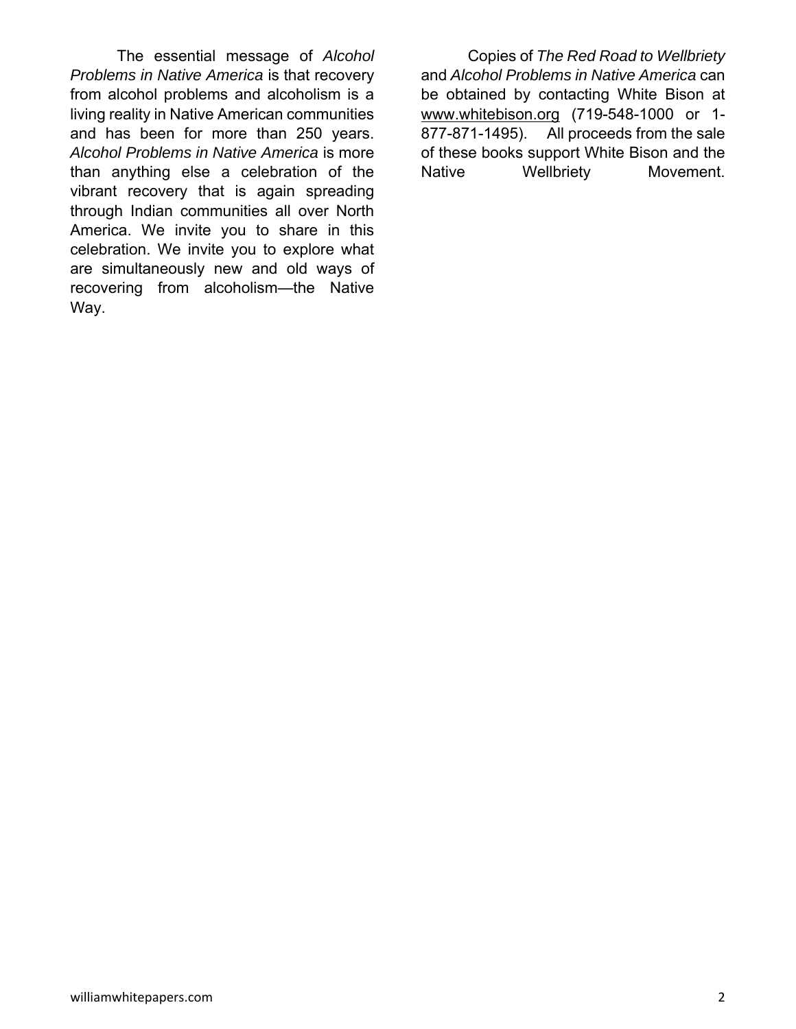The essential message of *Alcohol Problems in Native America* is that recovery from alcohol problems and alcoholism is a living reality in Native American communities and has been for more than 250 years. *Alcohol Problems in Native America* is more than anything else a celebration of the vibrant recovery that is again spreading through Indian communities all over North America. We invite you to share in this celebration. We invite you to explore what are simultaneously new and old ways of recovering from alcoholism—the Native Way.

Copies of *The Red Road to Wellbriety* and *Alcohol Problems in Native America* can be obtained by contacting White Bison at www.whitebison.org (719-548-1000 or 1-877-871-1495). All proceeds from the sale of these books support White Bison and the Native Wellbriety Movement.